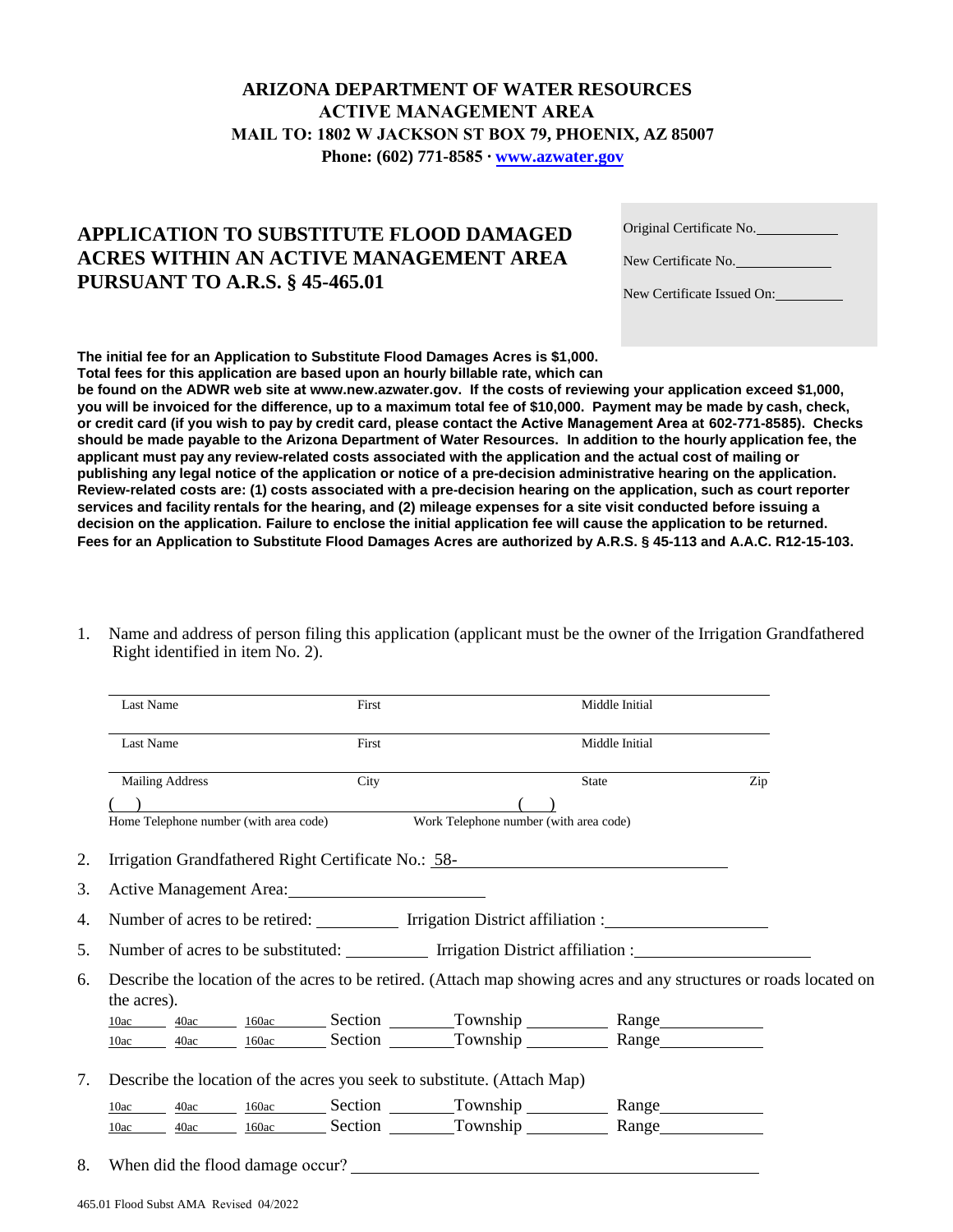**ARIZONA DEPARTMENT OF WATER RESOURCES**
**ACTIVE MANAGEMENT AREA**
**MAIL TO: 1802 W JACKSON ST BOX 79, PHOENIX, AZ 85007**
**Phone: (602) 771-8585 · www.azwater.gov**

# APPLICATION TO SUBSTITUTE FLOOD DAMAGED ACRES WITHIN AN ACTIVE MANAGEMENT AREA PURSUANT TO A.R.S. § 45-465.01

Original Certificate No.__________

New Certificate No.__________

New Certificate Issued On:__________

**The initial fee for an Application to Substitute Flood Damages Acres is $1,000. Total fees for this application are based upon an hourly billable rate, which can be found on the ADWR web site at www.new.azwater.gov. If the costs of reviewing your application exceed $1,000, you will be invoiced for the difference, up to a maximum total fee of $10,000. Payment may be made by cash, check, or credit card (if you wish to pay by credit card, please contact the Active Management Area at 602-771-8585). Checks should be made payable to the Arizona Department of Water Resources. In addition to the hourly application fee, the applicant must pay any review-related costs associated with the application and the actual cost of mailing or publishing any legal notice of the application or notice of a pre-decision administrative hearing on the application. Review-related costs are: (1) costs associated with a pre-decision hearing on the application, such as court reporter services and facility rentals for the hearing, and (2) mileage expenses for a site visit conducted before issuing a decision on the application. Failure to enclose the initial application fee will cause the application to be returned. Fees for an Application to Substitute Flood Damages Acres are authorized by A.R.S. § 45-113 and A.A.C. R12-15-103.**

1. Name and address of person filing this application (applicant must be the owner of the Irrigation Grandfathered Right identified in item No. 2).

   ______________________________________________
   Last Name First Middle Initial

   ______________________________________________
   Last Name First Middle Initial

   ______________________________________________
   Mailing Address City State Zip

   ( ) ______________________ ( ) ______________________
   Home Telephone number (with area code) Work Telephone number (with area code)

2. Irrigation Grandfathered Right Certificate No.: 58-__________________

3. Active Management Area:__________________

4. Number of acres to be retired: __________ Irrigation District affiliation :__________________

5. Number of acres to be substituted: __________ Irrigation District affiliation :__________________

6. Describe the location of the acres to be retired. (Attach map showing acres and any structures or roads located on the acres).

   10ac____ 40ac____ 160ac____ Section ______ Township ______ Range ______
   10ac____ 40ac____ 160ac____ Section ______ Township ______ Range ______

7. Describe the location of the acres you seek to substitute. (Attach Map)

   10ac____ 40ac____ 160ac____ Section ______ Township ______ Range ______
   10ac____ 40ac____ 160ac____ Section ______ Township ______ Range ______

8. When did the flood damage occur? ______________________________

465.01 Flood Subst AMA Revised 04/2022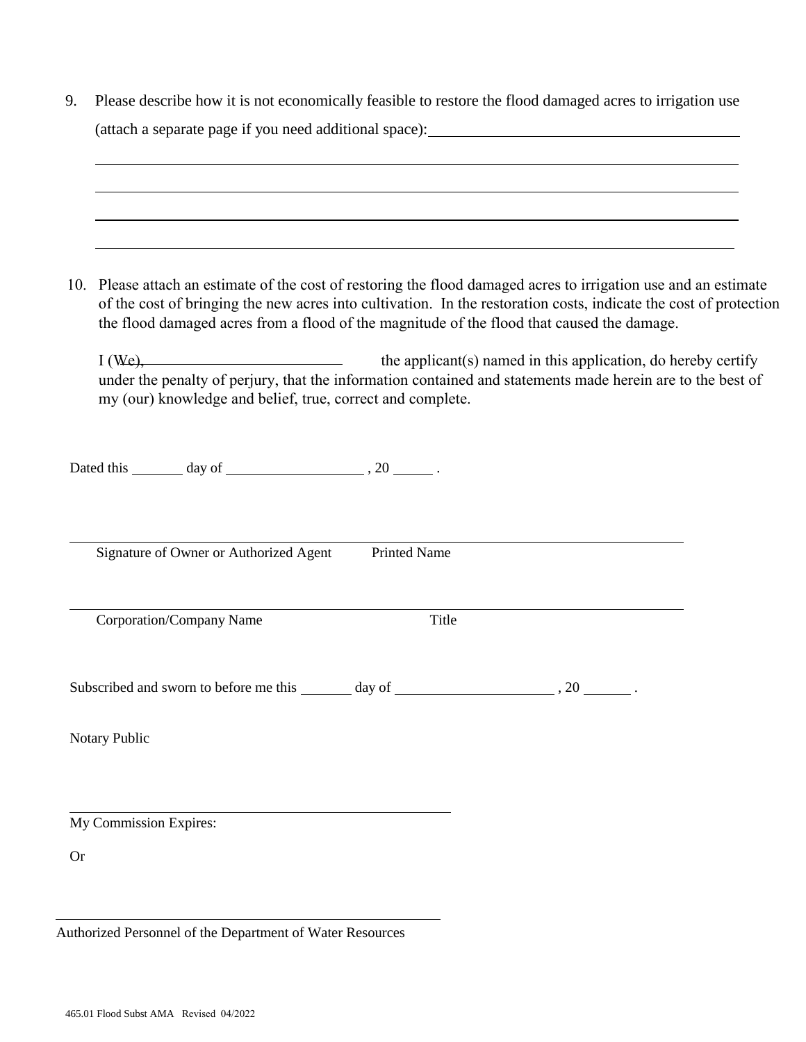9. Please describe how it is not economically feasible to restore the flood damaged acres to irrigation use (attach a separate page if you need additional space): ______________________________

______________________________________________________________________________

______________________________________________________________________________

______________________________________________________________________________

______________________________________________________________________________

10. Please attach an estimate of the cost of restoring the flood damaged acres to irrigation use and an estimate of the cost of bringing the new acres into cultivation. In the restoration costs, indicate the cost of protection the flood damaged acres from a flood of the magnitude of the flood that caused the damage.

 I (We), ______________________ the applicant(s) named in this application, do hereby certify under the penalty of perjury, that the information contained and statements made herein are to the best of my (our) knowledge and belief, true, correct and complete.

Dated this _______ day of __________________ , 20 _____ .

______________________________________________________________________________

Signature of Owner or Authorized Agent          Printed Name

______________________________________________________________________________

Corporation/Company Name                                        Title

Subscribed and sworn to before me this _______ day of _____________________ , 20 ______ .

Notary Public

__________________________________________________

My Commission Expires:

Or

__________________________________________________

Authorized Personnel of the Department of Water Resources

465.01 Flood Subst AMA Revised 04/2022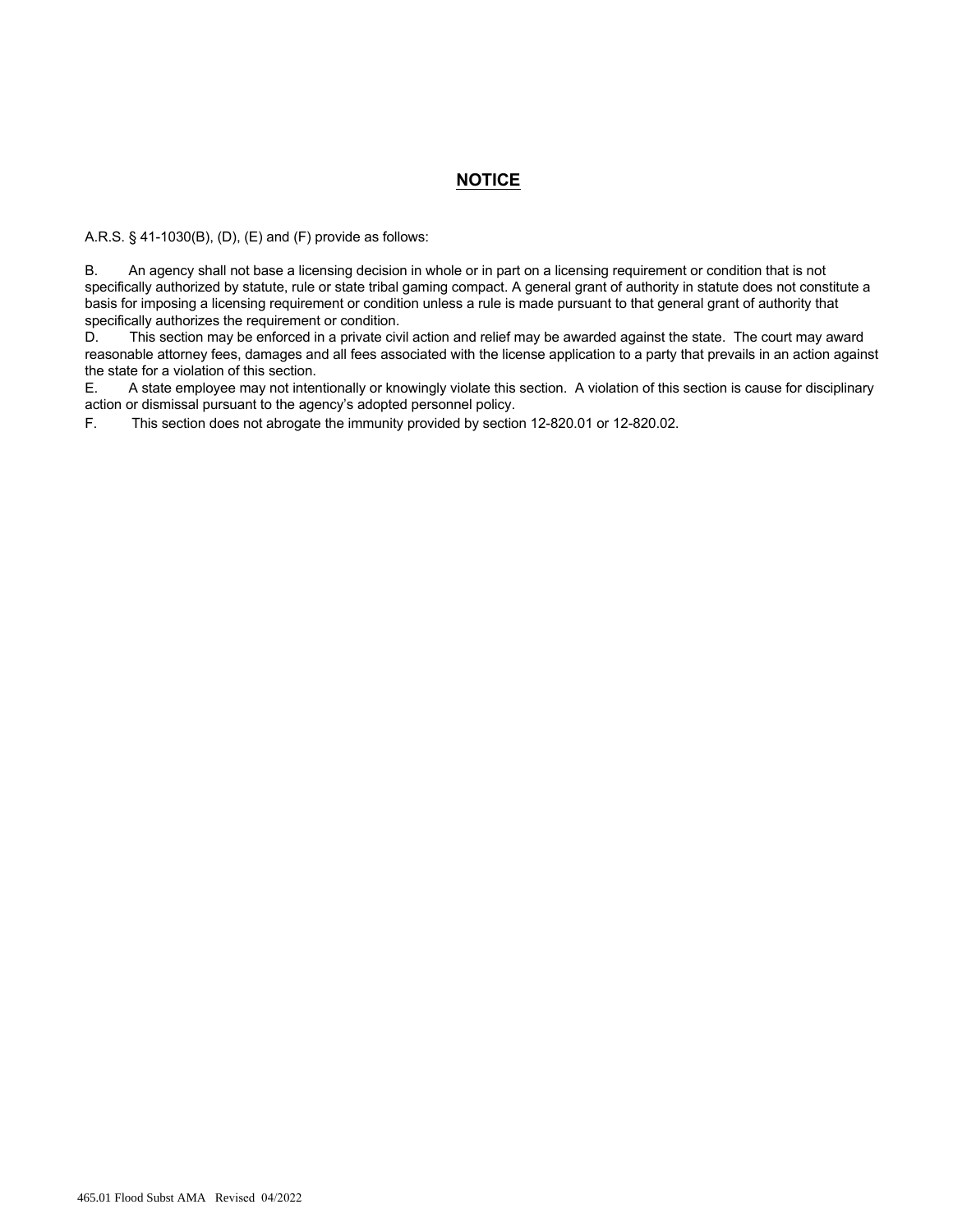## NOTICE

A.R.S. § 41-1030(B), (D), (E) and (F) provide as follows:

B. An agency shall not base a licensing decision in whole or in part on a licensing requirement or condition that is not specifically authorized by statute, rule or state tribal gaming compact. A general grant of authority in statute does not constitute a basis for imposing a licensing requirement or condition unless a rule is made pursuant to that general grant of authority that specifically authorizes the requirement or condition.

D. This section may be enforced in a private civil action and relief may be awarded against the state. The court may award reasonable attorney fees, damages and all fees associated with the license application to a party that prevails in an action against the state for a violation of this section.

E. A state employee may not intentionally or knowingly violate this section. A violation of this section is cause for disciplinary action or dismissal pursuant to the agency's adopted personnel policy.

F. This section does not abrogate the immunity provided by section 12-820.01 or 12-820.02.

465.01 Flood Subst AMA Revised 04/2022